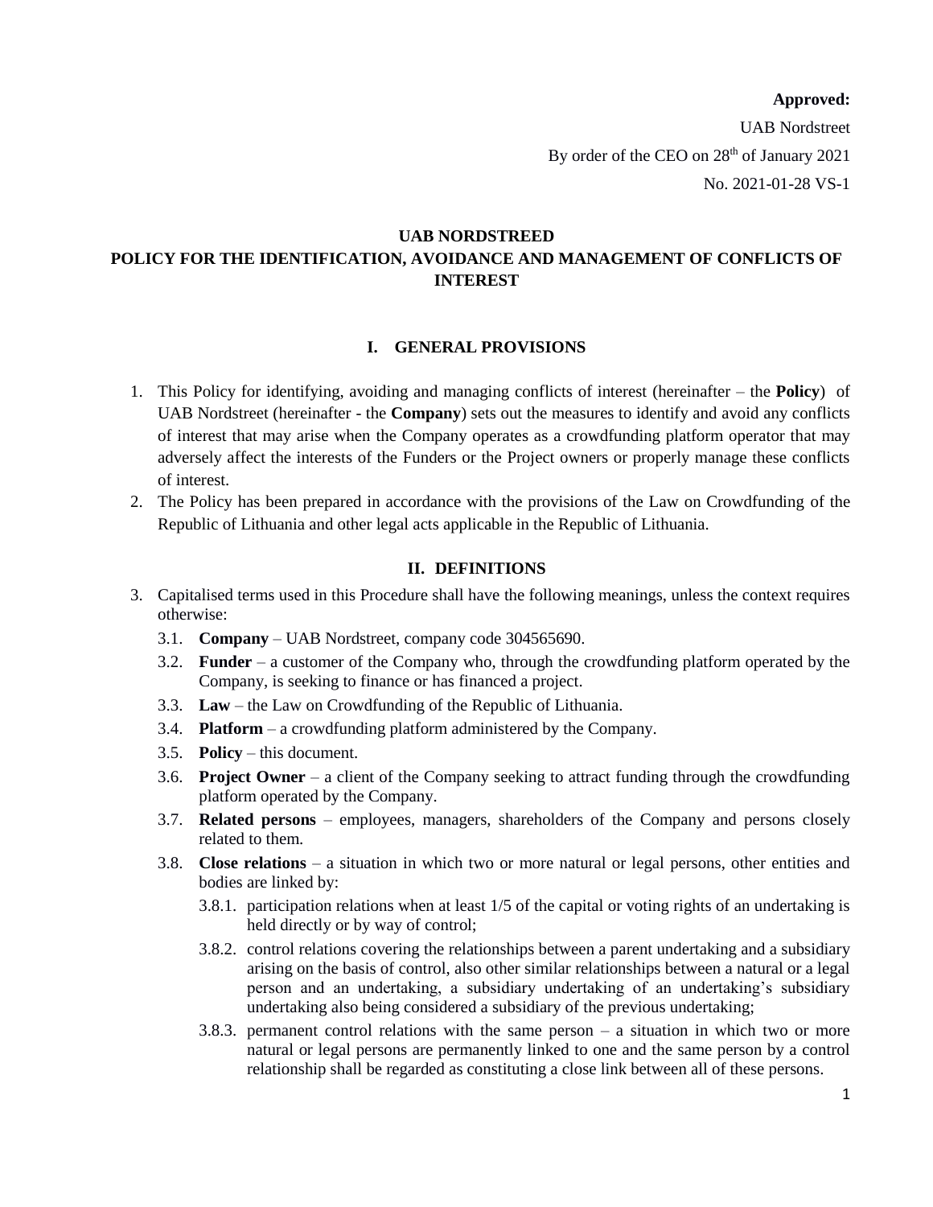**Approved:**

UAB Nordstreet

By order of the CEO on 28th of January 2021

No. 2021-01-28 VS-1

# UAB NORDSTREED
# POLICY FOR THE IDENTIFICATION, AVOIDANCE AND MANAGEMENT OF CONFLICTS OF INTEREST

## I. GENERAL PROVISIONS

1. This Policy for identifying, avoiding and managing conflicts of interest (hereinafter – the **Policy**) of UAB Nordstreet (hereinafter - the **Company**) sets out the measures to identify and avoid any conflicts of interest that may arise when the Company operates as a crowdfunding platform operator that may adversely affect the interests of the Funders or the Project owners or properly manage these conflicts of interest.
2. The Policy has been prepared in accordance with the provisions of the Law on Crowdfunding of the Republic of Lithuania and other legal acts applicable in the Republic of Lithuania.

## II. DEFINITIONS

3. Capitalised terms used in this Procedure shall have the following meanings, unless the context requires otherwise:
   - 3.1. **Company** – UAB Nordstreet, company code 304565690.
   - 3.2. **Funder** – a customer of the Company who, through the crowdfunding platform operated by the Company, is seeking to finance or has financed a project.
   - 3.3. **Law** – the Law on Crowdfunding of the Republic of Lithuania.
   - 3.4. **Platform** – a crowdfunding platform administered by the Company.
   - 3.5. **Policy** – this document.
   - 3.6. **Project Owner** – a client of the Company seeking to attract funding through the crowdfunding platform operated by the Company.
   - 3.7. **Related persons** – employees, managers, shareholders of the Company and persons closely related to them.
   - 3.8. **Close relations** – a situation in which two or more natural or legal persons, other entities and bodies are linked by:
     - 3.8.1. participation relations when at least 1/5 of the capital or voting rights of an undertaking is held directly or by way of control;
     - 3.8.2. control relations covering the relationships between a parent undertaking and a subsidiary arising on the basis of control, also other similar relationships between a natural or a legal person and an undertaking, a subsidiary undertaking of an undertaking's subsidiary undertaking also being considered a subsidiary of the previous undertaking;
     - 3.8.3. permanent control relations with the same person – a situation in which two or more natural or legal persons are permanently linked to one and the same person by a control relationship shall be regarded as constituting a close link between all of these persons.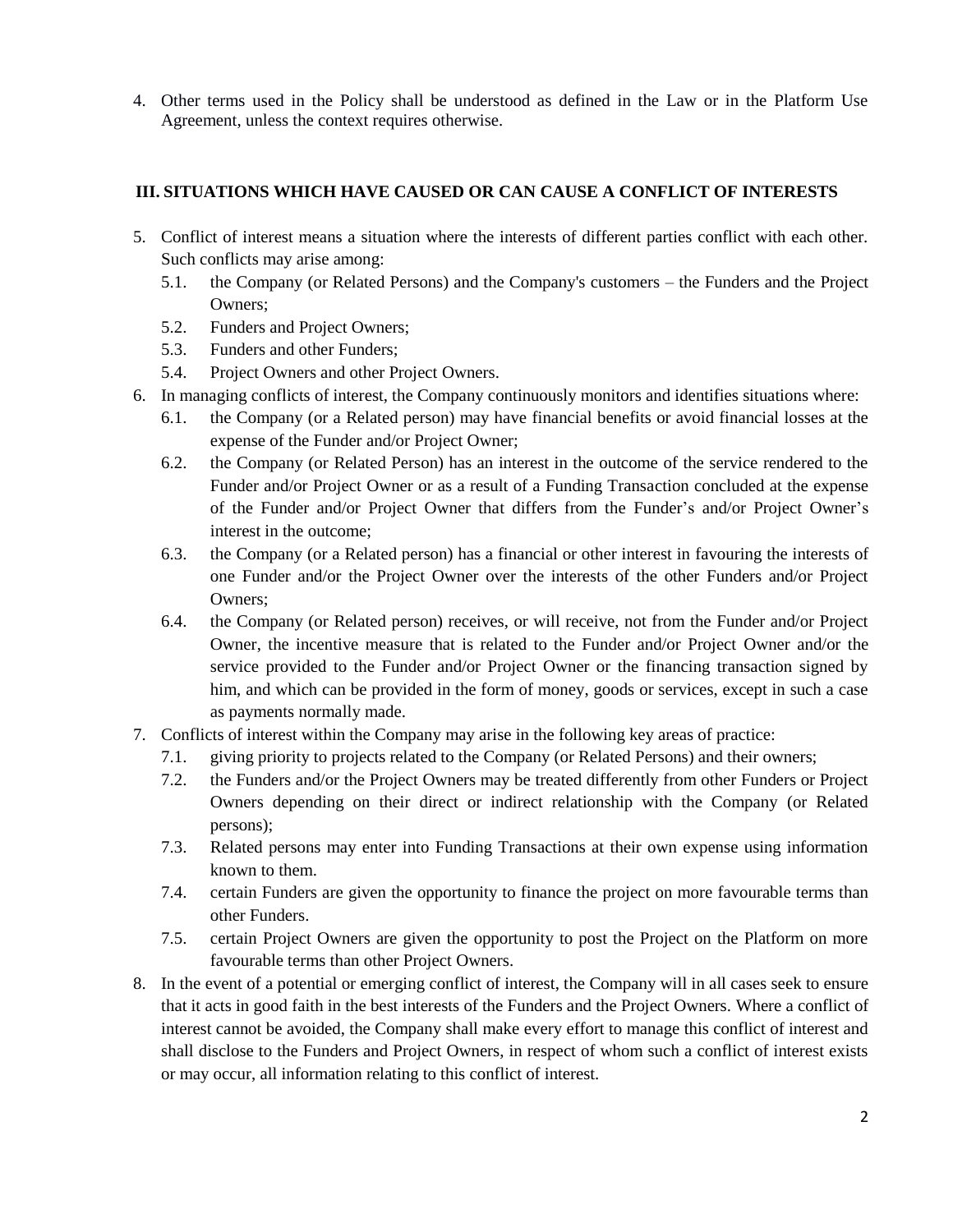4. Other terms used in the Policy shall be understood as defined in the Law or in the Platform Use Agreement, unless the context requires otherwise.

## III. SITUATIONS WHICH HAVE CAUSED OR CAN CAUSE A CONFLICT OF INTERESTS

5. Conflict of interest means a situation where the interests of different parties conflict with each other. Such conflicts may arise among:
   - 5.1. the Company (or Related Persons) and the Company's customers – the Funders and the Project Owners;
   - 5.2. Funders and Project Owners;
   - 5.3. Funders and other Funders;
   - 5.4. Project Owners and other Project Owners.
6. In managing conflicts of interest, the Company continuously monitors and identifies situations where:
   - 6.1. the Company (or a Related person) may have financial benefits or avoid financial losses at the expense of the Funder and/or Project Owner;
   - 6.2. the Company (or Related Person) has an interest in the outcome of the service rendered to the Funder and/or Project Owner or as a result of a Funding Transaction concluded at the expense of the Funder and/or Project Owner that differs from the Funder's and/or Project Owner's interest in the outcome;
   - 6.3. the Company (or a Related person) has a financial or other interest in favouring the interests of one Funder and/or the Project Owner over the interests of the other Funders and/or Project Owners;
   - 6.4. the Company (or Related person) receives, or will receive, not from the Funder and/or Project Owner, the incentive measure that is related to the Funder and/or Project Owner and/or the service provided to the Funder and/or Project Owner or the financing transaction signed by him, and which can be provided in the form of money, goods or services, except in such a case as payments normally made.
7. Conflicts of interest within the Company may arise in the following key areas of practice:
   - 7.1. giving priority to projects related to the Company (or Related Persons) and their owners;
   - 7.2. the Funders and/or the Project Owners may be treated differently from other Funders or Project Owners depending on their direct or indirect relationship with the Company (or Related persons);
   - 7.3. Related persons may enter into Funding Transactions at their own expense using information known to them.
   - 7.4. certain Funders are given the opportunity to finance the project on more favourable terms than other Funders.
   - 7.5. certain Project Owners are given the opportunity to post the Project on the Platform on more favourable terms than other Project Owners.
8. In the event of a potential or emerging conflict of interest, the Company will in all cases seek to ensure that it acts in good faith in the best interests of the Funders and the Project Owners. Where a conflict of interest cannot be avoided, the Company shall make every effort to manage this conflict of interest and shall disclose to the Funders and Project Owners, in respect of whom such a conflict of interest exists or may occur, all information relating to this conflict of interest.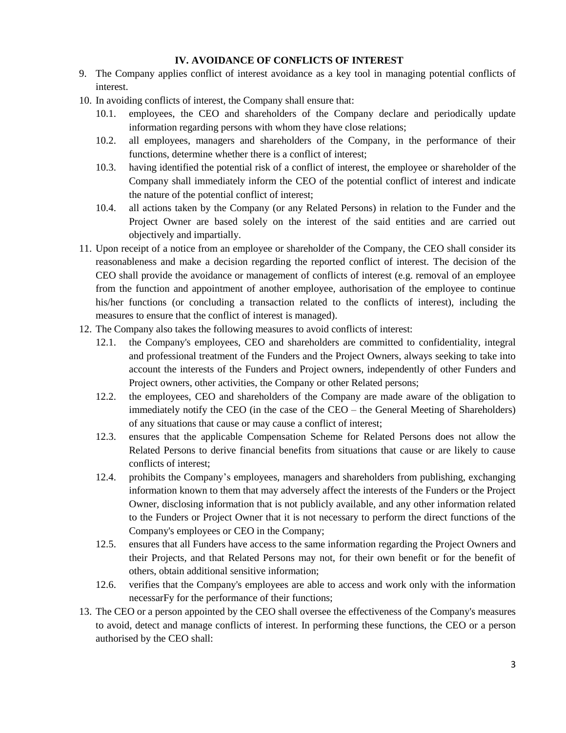## IV. AVOIDANCE OF CONFLICTS OF INTEREST

9. The Company applies conflict of interest avoidance as a key tool in managing potential conflicts of interest.
10. In avoiding conflicts of interest, the Company shall ensure that:
    10.1. employees, the CEO and shareholders of the Company declare and periodically update information regarding persons with whom they have close relations;
    10.2. all employees, managers and shareholders of the Company, in the performance of their functions, determine whether there is a conflict of interest;
    10.3. having identified the potential risk of a conflict of interest, the employee or shareholder of the Company shall immediately inform the CEO of the potential conflict of interest and indicate the nature of the potential conflict of interest;
    10.4. all actions taken by the Company (or any Related Persons) in relation to the Funder and the Project Owner are based solely on the interest of the said entities and are carried out objectively and impartially.
11. Upon receipt of a notice from an employee or shareholder of the Company, the CEO shall consider its reasonableness and make a decision regarding the reported conflict of interest. The decision of the CEO shall provide the avoidance or management of conflicts of interest (e.g. removal of an employee from the function and appointment of another employee, authorisation of the employee to continue his/her functions (or concluding a transaction related to the conflicts of interest), including the measures to ensure that the conflict of interest is managed).
12. The Company also takes the following measures to avoid conflicts of interest:
    12.1. the Company's employees, CEO and shareholders are committed to confidentiality, integral and professional treatment of the Funders and the Project Owners, always seeking to take into account the interests of the Funders and Project owners, independently of other Funders and Project owners, other activities, the Company or other Related persons;
    12.2. the employees, CEO and shareholders of the Company are made aware of the obligation to immediately notify the CEO (in the case of the CEO – the General Meeting of Shareholders) of any situations that cause or may cause a conflict of interest;
    12.3. ensures that the applicable Compensation Scheme for Related Persons does not allow the Related Persons to derive financial benefits from situations that cause or are likely to cause conflicts of interest;
    12.4. prohibits the Company's employees, managers and shareholders from publishing, exchanging information known to them that may adversely affect the interests of the Funders or the Project Owner, disclosing information that is not publicly available, and any other information related to the Funders or Project Owner that it is not necessary to perform the direct functions of the Company's employees or CEO in the Company;
    12.5. ensures that all Funders have access to the same information regarding the Project Owners and their Projects, and that Related Persons may not, for their own benefit or for the benefit of others, obtain additional sensitive information;
    12.6. verifies that the Company's employees are able to access and work only with the information necessarFy for the performance of their functions;
13. The CEO or a person appointed by the CEO shall oversee the effectiveness of the Company's measures to avoid, detect and manage conflicts of interest. In performing these functions, the CEO or a person authorised by the CEO shall: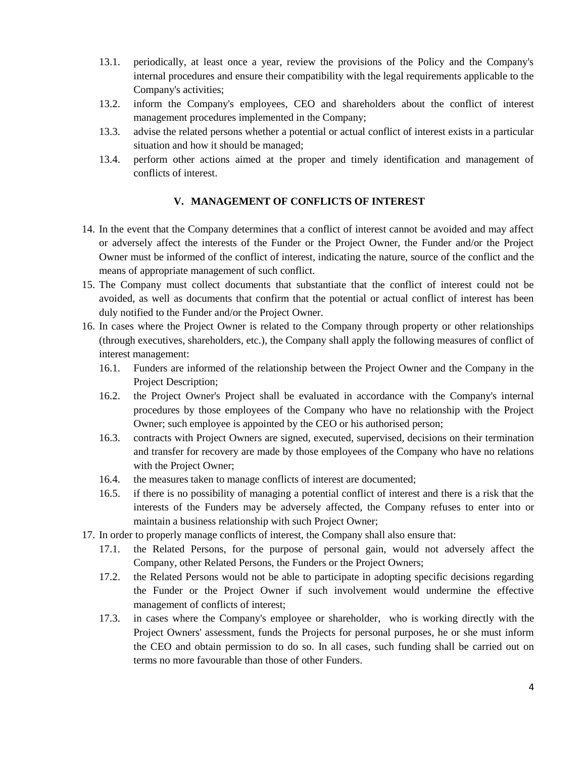13.1. periodically, at least once a year, review the provisions of the Policy and the Company's internal procedures and ensure their compatibility with the legal requirements applicable to the Company's activities;

13.2. inform the Company's employees, CEO and shareholders about the conflict of interest management procedures implemented in the Company;

13.3. advise the related persons whether a potential or actual conflict of interest exists in a particular situation and how it should be managed;

13.4. perform other actions aimed at the proper and timely identification and management of conflicts of interest.

## V. MANAGEMENT OF CONFLICTS OF INTEREST

14. In the event that the Company determines that a conflict of interest cannot be avoided and may affect or adversely affect the interests of the Funder or the Project Owner, the Funder and/or the Project Owner must be informed of the conflict of interest, indicating the nature, source of the conflict and the means of appropriate management of such conflict.
15. The Company must collect documents that substantiate that the conflict of interest could not be avoided, as well as documents that confirm that the potential or actual conflict of interest has been duly notified to the Funder and/or the Project Owner.
16. In cases where the Project Owner is related to the Company through property or other relationships (through executives, shareholders, etc.), the Company shall apply the following measures of conflict of interest management:

    16.1. Funders are informed of the relationship between the Project Owner and the Company in the Project Description;

    16.2. the Project Owner's Project shall be evaluated in accordance with the Company's internal procedures by those employees of the Company who have no relationship with the Project Owner; such employee is appointed by the CEO or his authorised person;

    16.3. contracts with Project Owners are signed, executed, supervised, decisions on their termination and transfer for recovery are made by those employees of the Company who have no relations with the Project Owner;

    16.4. the measures taken to manage conflicts of interest are documented;

    16.5. if there is no possibility of managing a potential conflict of interest and there is a risk that the interests of the Funders may be adversely affected, the Company refuses to enter into or maintain a business relationship with such Project Owner;

17. In order to properly manage conflicts of interest, the Company shall also ensure that:

    17.1. the Related Persons, for the purpose of personal gain, would not adversely affect the Company, other Related Persons, the Funders or the Project Owners;

    17.2. the Related Persons would not be able to participate in adopting specific decisions regarding the Funder or the Project Owner if such involvement would undermine the effective management of conflicts of interest;

    17.3. in cases where the Company's employee or shareholder, who is working directly with the Project Owners' assessment, funds the Projects for personal purposes, he or she must inform the CEO and obtain permission to do so. In all cases, such funding shall be carried out on terms no more favourable than those of other Funders.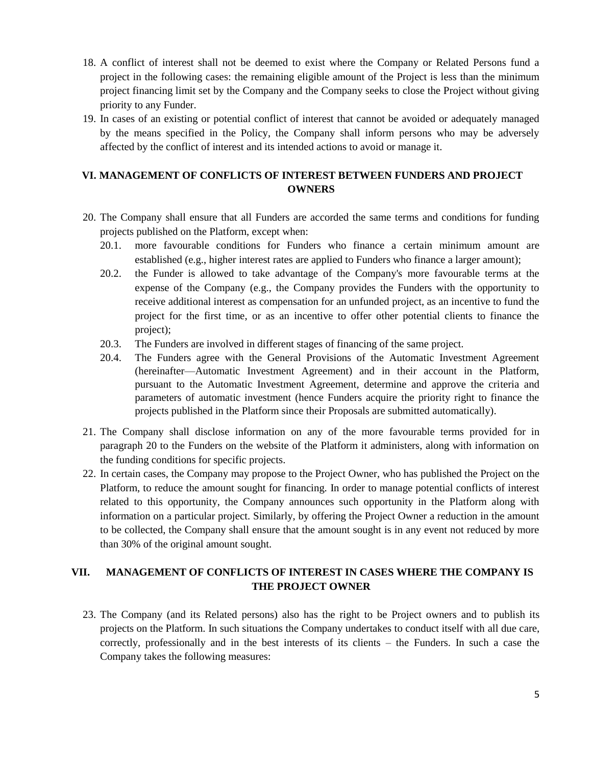18. A conflict of interest shall not be deemed to exist where the Company or Related Persons fund a project in the following cases: the remaining eligible amount of the Project is less than the minimum project financing limit set by the Company and the Company seeks to close the Project without giving priority to any Funder.
19. In cases of an existing or potential conflict of interest that cannot be avoided or adequately managed by the means specified in the Policy, the Company shall inform persons who may be adversely affected by the conflict of interest and its intended actions to avoid or manage it.

## VI. MANAGEMENT OF CONFLICTS OF INTEREST BETWEEN FUNDERS AND PROJECT OWNERS

20. The Company shall ensure that all Funders are accorded the same terms and conditions for funding projects published on the Platform, except when:
    - 20.1. more favourable conditions for Funders who finance a certain minimum amount are established (e.g., higher interest rates are applied to Funders who finance a larger amount);
    - 20.2. the Funder is allowed to take advantage of the Company's more favourable terms at the expense of the Company (e.g., the Company provides the Funders with the opportunity to receive additional interest as compensation for an unfunded project, as an incentive to fund the project for the first time, or as an incentive to offer other potential clients to finance the project);
    - 20.3. The Funders are involved in different stages of financing of the same project.
    - 20.4. The Funders agree with the General Provisions of the Automatic Investment Agreement (hereinafter—Automatic Investment Agreement) and in their account in the Platform, pursuant to the Automatic Investment Agreement, determine and approve the criteria and parameters of automatic investment (hence Funders acquire the priority right to finance the projects published in the Platform since their Proposals are submitted automatically).
21. The Company shall disclose information on any of the more favourable terms provided for in paragraph 20 to the Funders on the website of the Platform it administers, along with information on the funding conditions for specific projects.
22. In certain cases, the Company may propose to the Project Owner, who has published the Project on the Platform, to reduce the amount sought for financing. In order to manage potential conflicts of interest related to this opportunity, the Company announces such opportunity in the Platform along with information on a particular project. Similarly, by offering the Project Owner a reduction in the amount to be collected, the Company shall ensure that the amount sought is in any event not reduced by more than 30% of the original amount sought.

## VII. MANAGEMENT OF CONFLICTS OF INTEREST IN CASES WHERE THE COMPANY IS THE PROJECT OWNER

23. The Company (and its Related persons) also has the right to be Project owners and to publish its projects on the Platform. In such situations the Company undertakes to conduct itself with all due care, correctly, professionally and in the best interests of its clients – the Funders. In such a case the Company takes the following measures: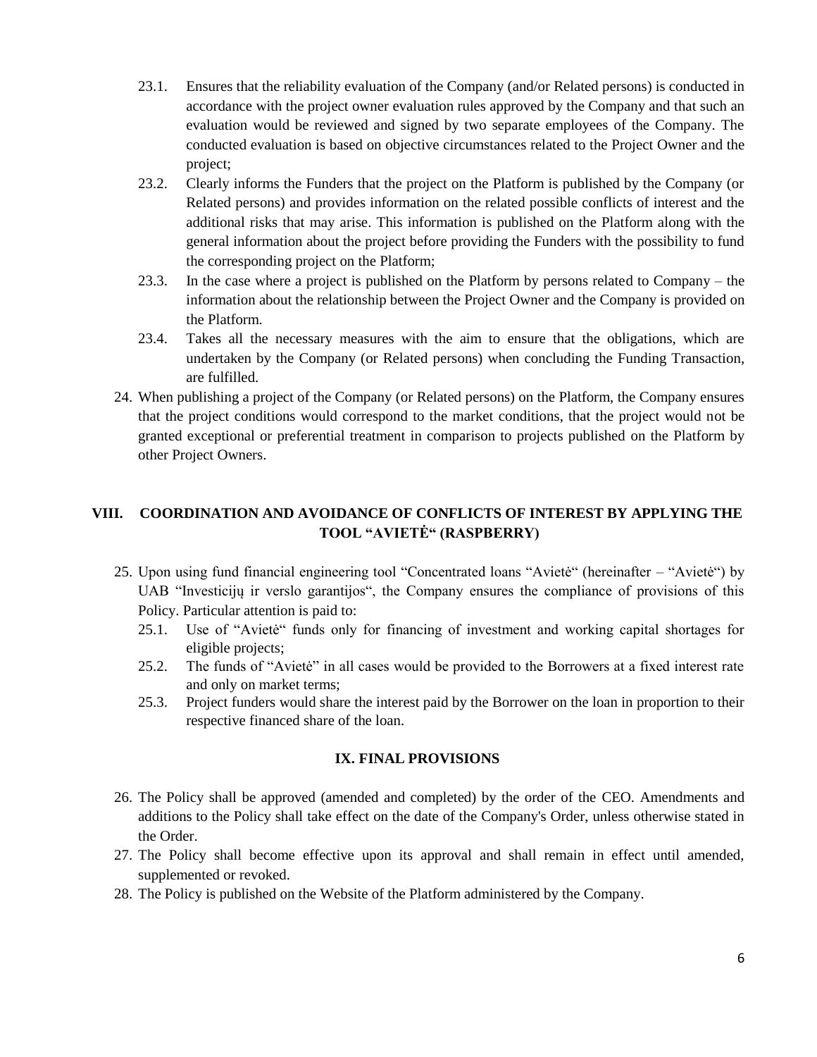23.1. Ensures that the reliability evaluation of the Company (and/or Related persons) is conducted in accordance with the project owner evaluation rules approved by the Company and that such an evaluation would be reviewed and signed by two separate employees of the Company. The conducted evaluation is based on objective circumstances related to the Project Owner and the project;

23.2. Clearly informs the Funders that the project on the Platform is published by the Company (or Related persons) and provides information on the related possible conflicts of interest and the additional risks that may arise. This information is published on the Platform along with the general information about the project before providing the Funders with the possibility to fund the corresponding project on the Platform;

23.3. In the case where a project is published on the Platform by persons related to Company – the information about the relationship between the Project Owner and the Company is provided on the Platform.

23.4. Takes all the necessary measures with the aim to ensure that the obligations, which are undertaken by the Company (or Related persons) when concluding the Funding Transaction, are fulfilled.

24. When publishing a project of the Company (or Related persons) on the Platform, the Company ensures that the project conditions would correspond to the market conditions, that the project would not be granted exceptional or preferential treatment in comparison to projects published on the Platform by other Project Owners.

## VIII. COORDINATION AND AVOIDANCE OF CONFLICTS OF INTEREST BY APPLYING THE TOOL "AVIETĖ" (RASPBERRY)

25. Upon using fund financial engineering tool "Concentrated loans "Avietė" (hereinafter – "Avietė") by UAB "Investicijų ir verslo garantijos", the Company ensures the compliance of provisions of this Policy. Particular attention is paid to:

25.1. Use of "Avietė" funds only for financing of investment and working capital shortages for eligible projects;

25.2. The funds of "Avietė" in all cases would be provided to the Borrowers at a fixed interest rate and only on market terms;

25.3. Project funders would share the interest paid by the Borrower on the loan in proportion to their respective financed share of the loan.

## IX. FINAL PROVISIONS

26. The Policy shall be approved (amended and completed) by the order of the CEO. Amendments and additions to the Policy shall take effect on the date of the Company's Order, unless otherwise stated in the Order.

27. The Policy shall become effective upon its approval and shall remain in effect until amended, supplemented or revoked.

28. The Policy is published on the Website of the Platform administered by the Company.